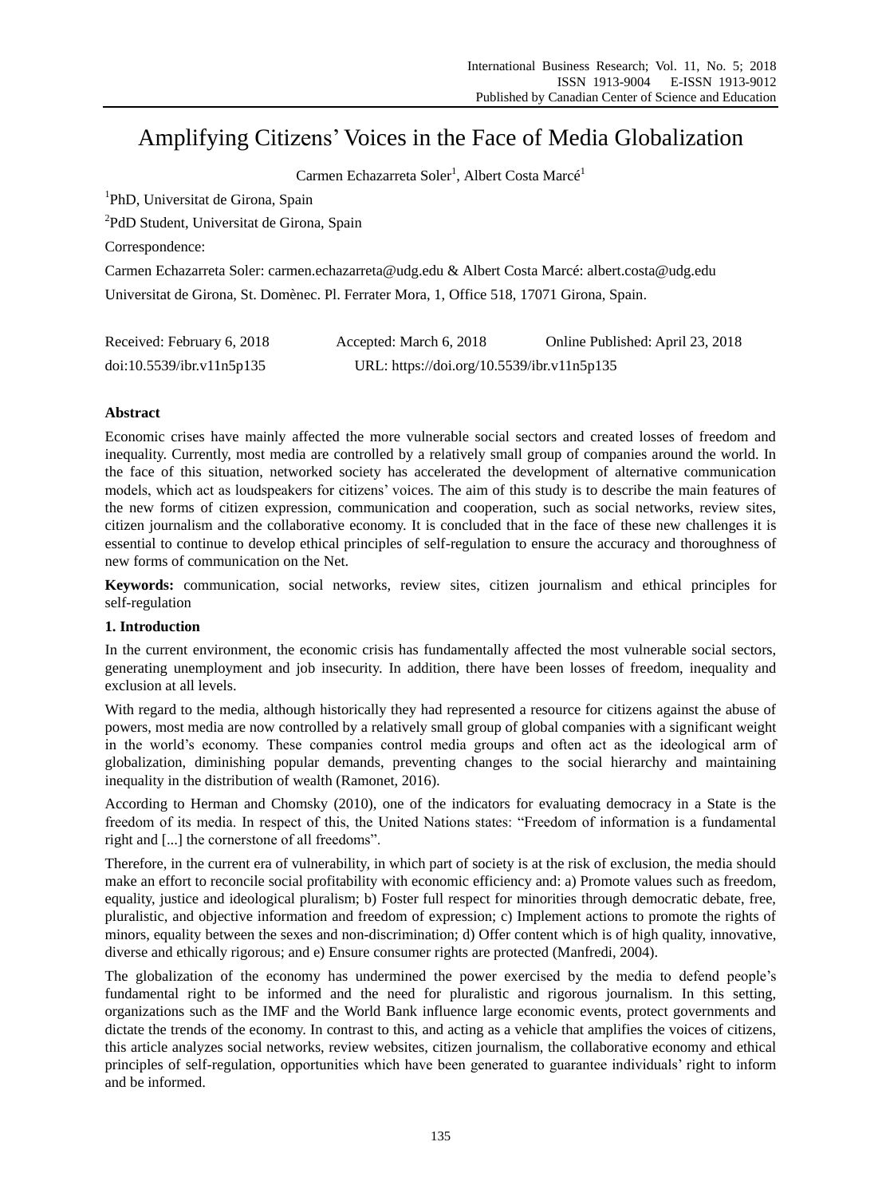# Amplifying Citizens' Voices in the Face of Media Globalization

Carmen Echazarreta Soler[1], Albert Costa Marcé[1]

[1]PhD, Universitat de Girona, Spain

[2]PdD Student, Universitat de Girona, Spain

Correspondence:

Carmen Echazarreta Soler: carmen.echazarreta@udg.edu & Albert Costa Marcé: albert.costa@udg.edu

Universitat de Girona, St. Domènec. Pl. Ferrater Mora, 1, Office 518, 17071 Girona, Spain.

Received: February 6, 2018    Accepted: March 6, 2018    Online Published: April 23, 2018

doi:10.5539/ibr.v11n5p135    URL: https://doi.org/10.5539/ibr.v11n5p135

**Abstract**

Economic crises have mainly affected the more vulnerable social sectors and created losses of freedom and inequality. Currently, most media are controlled by a relatively small group of companies around the world. In the face of this situation, networked society has accelerated the development of alternative communication models, which act as loudspeakers for citizens' voices. The aim of this study is to describe the main features of the new forms of citizen expression, communication and cooperation, such as social networks, review sites, citizen journalism and the collaborative economy. It is concluded that in the face of these new challenges it is essential to continue to develop ethical principles of self-regulation to ensure the accuracy and thoroughness of new forms of communication on the Net.

**Keywords:** communication, social networks, review sites, citizen journalism and ethical principles for self-regulation

## 1. Introduction

In the current environment, the economic crisis has fundamentally affected the most vulnerable social sectors, generating unemployment and job insecurity. In addition, there have been losses of freedom, inequality and exclusion at all levels.

With regard to the media, although historically they had represented a resource for citizens against the abuse of powers, most media are now controlled by a relatively small group of global companies with a significant weight in the world's economy. These companies control media groups and often act as the ideological arm of globalization, diminishing popular demands, preventing changes to the social hierarchy and maintaining inequality in the distribution of wealth (Ramonet, 2016).

According to Herman and Chomsky (2010), one of the indicators for evaluating democracy in a State is the freedom of its media. In respect of this, the United Nations states: "Freedom of information is a fundamental right and [...] the cornerstone of all freedoms".

Therefore, in the current era of vulnerability, in which part of society is at the risk of exclusion, the media should make an effort to reconcile social profitability with economic efficiency and: a) Promote values such as freedom, equality, justice and ideological pluralism; b) Foster full respect for minorities through democratic debate, free, pluralistic, and objective information and freedom of expression; c) Implement actions to promote the rights of minors, equality between the sexes and non-discrimination; d) Offer content which is of high quality, innovative, diverse and ethically rigorous; and e) Ensure consumer rights are protected (Manfredi, 2004).

The globalization of the economy has undermined the power exercised by the media to defend people's fundamental right to be informed and the need for pluralistic and rigorous journalism. In this setting, organizations such as the IMF and the World Bank influence large economic events, protect governments and dictate the trends of the economy. In contrast to this, and acting as a vehicle that amplifies the voices of citizens, this article analyzes social networks, review websites, citizen journalism, the collaborative economy and ethical principles of self-regulation, opportunities which have been generated to guarantee individuals' right to inform and be informed.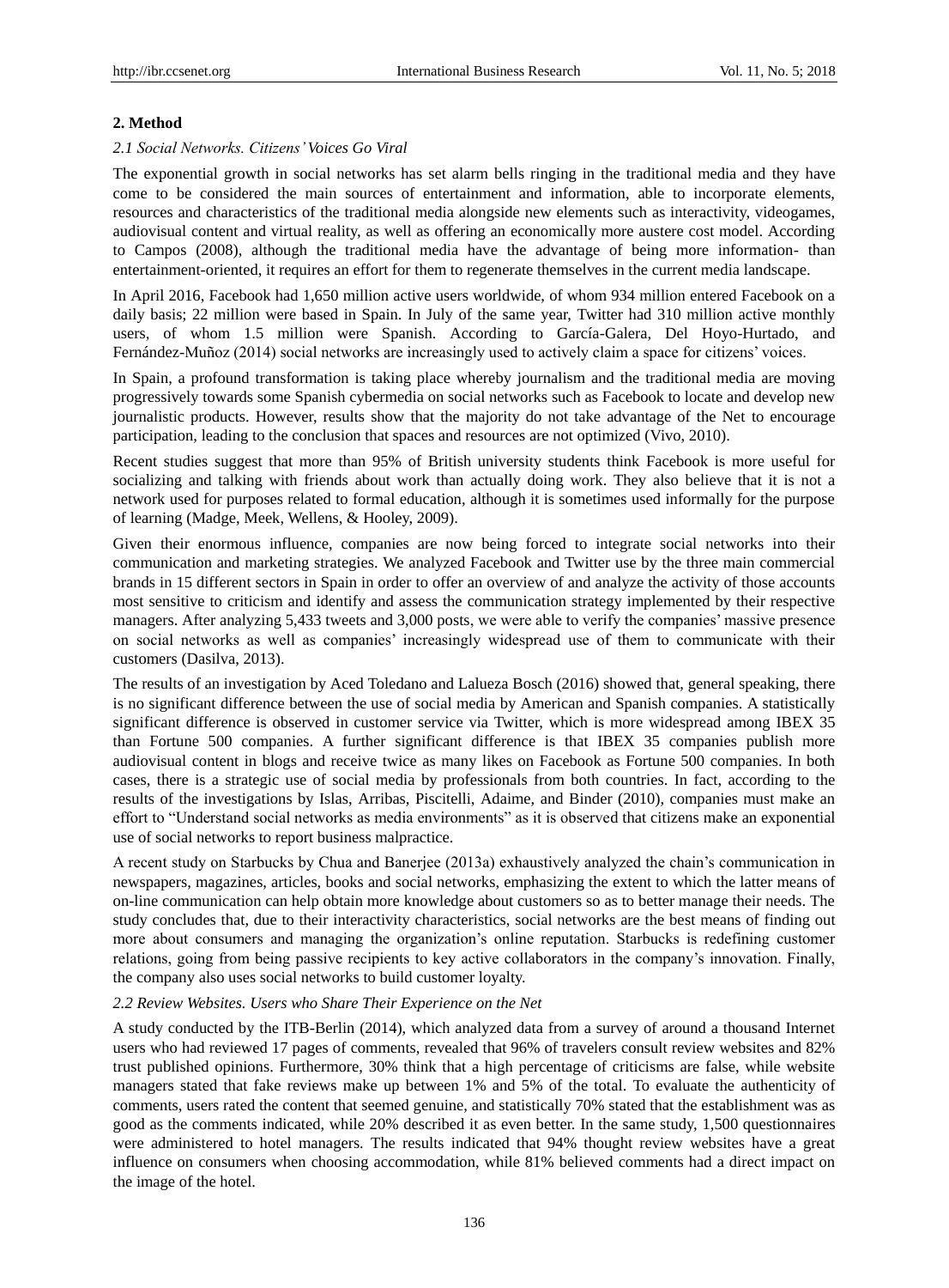## 2. Method

### *2.1 Social Networks. Citizens' Voices Go Viral*

The exponential growth in social networks has set alarm bells ringing in the traditional media and they have come to be considered the main sources of entertainment and information, able to incorporate elements, resources and characteristics of the traditional media alongside new elements such as interactivity, videogames, audiovisual content and virtual reality, as well as offering an economically more austere cost model. According to Campos (2008), although the traditional media have the advantage of being more information- than entertainment-oriented, it requires an effort for them to regenerate themselves in the current media landscape.

In April 2016, Facebook had 1,650 million active users worldwide, of whom 934 million entered Facebook on a daily basis; 22 million were based in Spain. In July of the same year, Twitter had 310 million active monthly users, of whom 1.5 million were Spanish. According to García-Galera, Del Hoyo-Hurtado, and Fernández-Muñoz (2014) social networks are increasingly used to actively claim a space for citizens' voices.

In Spain, a profound transformation is taking place whereby journalism and the traditional media are moving progressively towards some Spanish cybermedia on social networks such as Facebook to locate and develop new journalistic products. However, results show that the majority do not take advantage of the Net to encourage participation, leading to the conclusion that spaces and resources are not optimized (Vivo, 2010).

Recent studies suggest that more than 95% of British university students think Facebook is more useful for socializing and talking with friends about work than actually doing work. They also believe that it is not a network used for purposes related to formal education, although it is sometimes used informally for the purpose of learning (Madge, Meek, Wellens, & Hooley, 2009).

Given their enormous influence, companies are now being forced to integrate social networks into their communication and marketing strategies. We analyzed Facebook and Twitter use by the three main commercial brands in 15 different sectors in Spain in order to offer an overview of and analyze the activity of those accounts most sensitive to criticism and identify and assess the communication strategy implemented by their respective managers. After analyzing 5,433 tweets and 3,000 posts, we were able to verify the companies' massive presence on social networks as well as companies' increasingly widespread use of them to communicate with their customers (Dasilva, 2013).

The results of an investigation by Aced Toledano and Lalueza Bosch (2016) showed that, general speaking, there is no significant difference between the use of social media by American and Spanish companies. A statistically significant difference is observed in customer service via Twitter, which is more widespread among IBEX 35 than Fortune 500 companies. A further significant difference is that IBEX 35 companies publish more audiovisual content in blogs and receive twice as many likes on Facebook as Fortune 500 companies. In both cases, there is a strategic use of social media by professionals from both countries. In fact, according to the results of the investigations by Islas, Arribas, Piscitelli, Adaime, and Binder (2010), companies must make an effort to "Understand social networks as media environments" as it is observed that citizens make an exponential use of social networks to report business malpractice.

A recent study on Starbucks by Chua and Banerjee (2013a) exhaustively analyzed the chain's communication in newspapers, magazines, articles, books and social networks, emphasizing the extent to which the latter means of on-line communication can help obtain more knowledge about customers so as to better manage their needs. The study concludes that, due to their interactivity characteristics, social networks are the best means of finding out more about consumers and managing the organization's online reputation. Starbucks is redefining customer relations, going from being passive recipients to key active collaborators in the company's innovation. Finally, the company also uses social networks to build customer loyalty.

### *2.2 Review Websites. Users who Share Their Experience on the Net*

A study conducted by the ITB-Berlin (2014), which analyzed data from a survey of around a thousand Internet users who had reviewed 17 pages of comments, revealed that 96% of travelers consult review websites and 82% trust published opinions. Furthermore, 30% think that a high percentage of criticisms are false, while website managers stated that fake reviews make up between 1% and 5% of the total. To evaluate the authenticity of comments, users rated the content that seemed genuine, and statistically 70% stated that the establishment was as good as the comments indicated, while 20% described it as even better. In the same study, 1,500 questionnaires were administered to hotel managers. The results indicated that 94% thought review websites have a great influence on consumers when choosing accommodation, while 81% believed comments had a direct impact on the image of the hotel.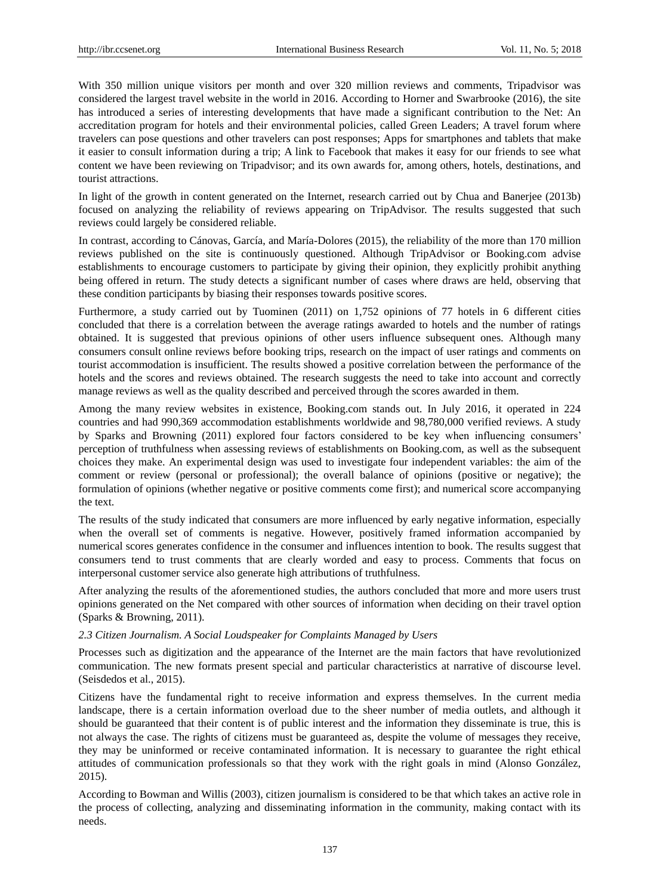With 350 million unique visitors per month and over 320 million reviews and comments, Tripadvisor was considered the largest travel website in the world in 2016. According to Horner and Swarbrooke (2016), the site has introduced a series of interesting developments that have made a significant contribution to the Net: An accreditation program for hotels and their environmental policies, called Green Leaders; A travel forum where travelers can pose questions and other travelers can post responses; Apps for smartphones and tablets that make it easier to consult information during a trip; A link to Facebook that makes it easy for our friends to see what content we have been reviewing on Tripadvisor; and its own awards for, among others, hotels, destinations, and tourist attractions.

In light of the growth in content generated on the Internet, research carried out by Chua and Banerjee (2013b) focused on analyzing the reliability of reviews appearing on TripAdvisor. The results suggested that such reviews could largely be considered reliable.

In contrast, according to Cánovas, García, and María-Dolores (2015), the reliability of the more than 170 million reviews published on the site is continuously questioned. Although TripAdvisor or Booking.com advise establishments to encourage customers to participate by giving their opinion, they explicitly prohibit anything being offered in return. The study detects a significant number of cases where draws are held, observing that these condition participants by biasing their responses towards positive scores.

Furthermore, a study carried out by Tuominen (2011) on 1,752 opinions of 77 hotels in 6 different cities concluded that there is a correlation between the average ratings awarded to hotels and the number of ratings obtained. It is suggested that previous opinions of other users influence subsequent ones. Although many consumers consult online reviews before booking trips, research on the impact of user ratings and comments on tourist accommodation is insufficient. The results showed a positive correlation between the performance of the hotels and the scores and reviews obtained. The research suggests the need to take into account and correctly manage reviews as well as the quality described and perceived through the scores awarded in them.

Among the many review websites in existence, Booking.com stands out. In July 2016, it operated in 224 countries and had 990,369 accommodation establishments worldwide and 98,780,000 verified reviews. A study by Sparks and Browning (2011) explored four factors considered to be key when influencing consumers' perception of truthfulness when assessing reviews of establishments on Booking.com, as well as the subsequent choices they make. An experimental design was used to investigate four independent variables: the aim of the comment or review (personal or professional); the overall balance of opinions (positive or negative); the formulation of opinions (whether negative or positive comments come first); and numerical score accompanying the text.

The results of the study indicated that consumers are more influenced by early negative information, especially when the overall set of comments is negative. However, positively framed information accompanied by numerical scores generates confidence in the consumer and influences intention to book. The results suggest that consumers tend to trust comments that are clearly worded and easy to process. Comments that focus on interpersonal customer service also generate high attributions of truthfulness.

After analyzing the results of the aforementioned studies, the authors concluded that more and more users trust opinions generated on the Net compared with other sources of information when deciding on their travel option (Sparks & Browning, 2011).

### *2.3 Citizen Journalism. A Social Loudspeaker for Complaints Managed by Users*

Processes such as digitization and the appearance of the Internet are the main factors that have revolutionized communication. The new formats present special and particular characteristics at narrative of discourse level. (Seisdedos et al., 2015).

Citizens have the fundamental right to receive information and express themselves. In the current media landscape, there is a certain information overload due to the sheer number of media outlets, and although it should be guaranteed that their content is of public interest and the information they disseminate is true, this is not always the case. The rights of citizens must be guaranteed as, despite the volume of messages they receive, they may be uninformed or receive contaminated information. It is necessary to guarantee the right ethical attitudes of communication professionals so that they work with the right goals in mind (Alonso González, 2015).

According to Bowman and Willis (2003), citizen journalism is considered to be that which takes an active role in the process of collecting, analyzing and disseminating information in the community, making contact with its needs.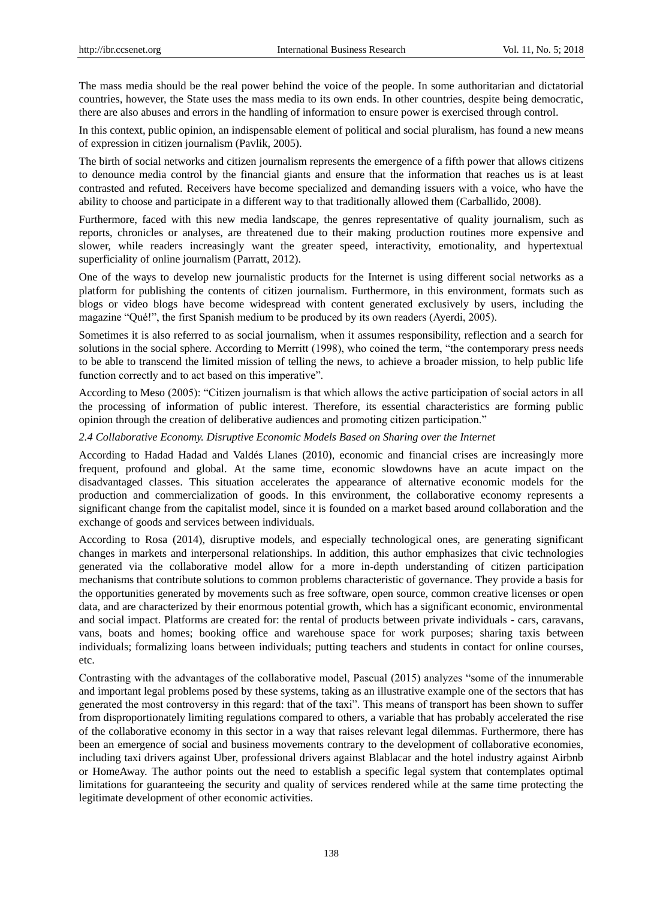The mass media should be the real power behind the voice of the people. In some authoritarian and dictatorial countries, however, the State uses the mass media to its own ends. In other countries, despite being democratic, there are also abuses and errors in the handling of information to ensure power is exercised through control.

In this context, public opinion, an indispensable element of political and social pluralism, has found a new means of expression in citizen journalism (Pavlik, 2005).

The birth of social networks and citizen journalism represents the emergence of a fifth power that allows citizens to denounce media control by the financial giants and ensure that the information that reaches us is at least contrasted and refuted. Receivers have become specialized and demanding issuers with a voice, who have the ability to choose and participate in a different way to that traditionally allowed them (Carballido, 2008).

Furthermore, faced with this new media landscape, the genres representative of quality journalism, such as reports, chronicles or analyses, are threatened due to their making production routines more expensive and slower, while readers increasingly want the greater speed, interactivity, emotionality, and hypertextual superficiality of online journalism (Parratt, 2012).

One of the ways to develop new journalistic products for the Internet is using different social networks as a platform for publishing the contents of citizen journalism. Furthermore, in this environment, formats such as blogs or video blogs have become widespread with content generated exclusively by users, including the magazine "Qué!", the first Spanish medium to be produced by its own readers (Ayerdi, 2005).

Sometimes it is also referred to as social journalism, when it assumes responsibility, reflection and a search for solutions in the social sphere. According to Merritt (1998), who coined the term, "the contemporary press needs to be able to transcend the limited mission of telling the news, to achieve a broader mission, to help public life function correctly and to act based on this imperative".

According to Meso (2005): "Citizen journalism is that which allows the active participation of social actors in all the processing of information of public interest. Therefore, its essential characteristics are forming public opinion through the creation of deliberative audiences and promoting citizen participation."

### *2.4 Collaborative Economy. Disruptive Economic Models Based on Sharing over the Internet*

According to Hadad Hadad and Valdés Llanes (2010), economic and financial crises are increasingly more frequent, profound and global. At the same time, economic slowdowns have an acute impact on the disadvantaged classes. This situation accelerates the appearance of alternative economic models for the production and commercialization of goods. In this environment, the collaborative economy represents a significant change from the capitalist model, since it is founded on a market based around collaboration and the exchange of goods and services between individuals.

According to Rosa (2014), disruptive models, and especially technological ones, are generating significant changes in markets and interpersonal relationships. In addition, this author emphasizes that civic technologies generated via the collaborative model allow for a more in-depth understanding of citizen participation mechanisms that contribute solutions to common problems characteristic of governance. They provide a basis for the opportunities generated by movements such as free software, open source, common creative licenses or open data, and are characterized by their enormous potential growth, which has a significant economic, environmental and social impact. Platforms are created for: the rental of products between private individuals - cars, caravans, vans, boats and homes; booking office and warehouse space for work purposes; sharing taxis between individuals; formalizing loans between individuals; putting teachers and students in contact for online courses, etc.

Contrasting with the advantages of the collaborative model, Pascual (2015) analyzes "some of the innumerable and important legal problems posed by these systems, taking as an illustrative example one of the sectors that has generated the most controversy in this regard: that of the taxi". This means of transport has been shown to suffer from disproportionately limiting regulations compared to others, a variable that has probably accelerated the rise of the collaborative economy in this sector in a way that raises relevant legal dilemmas. Furthermore, there has been an emergence of social and business movements contrary to the development of collaborative economies, including taxi drivers against Uber, professional drivers against Blablacar and the hotel industry against Airbnb or HomeAway. The author points out the need to establish a specific legal system that contemplates optimal limitations for guaranteeing the security and quality of services rendered while at the same time protecting the legitimate development of other economic activities.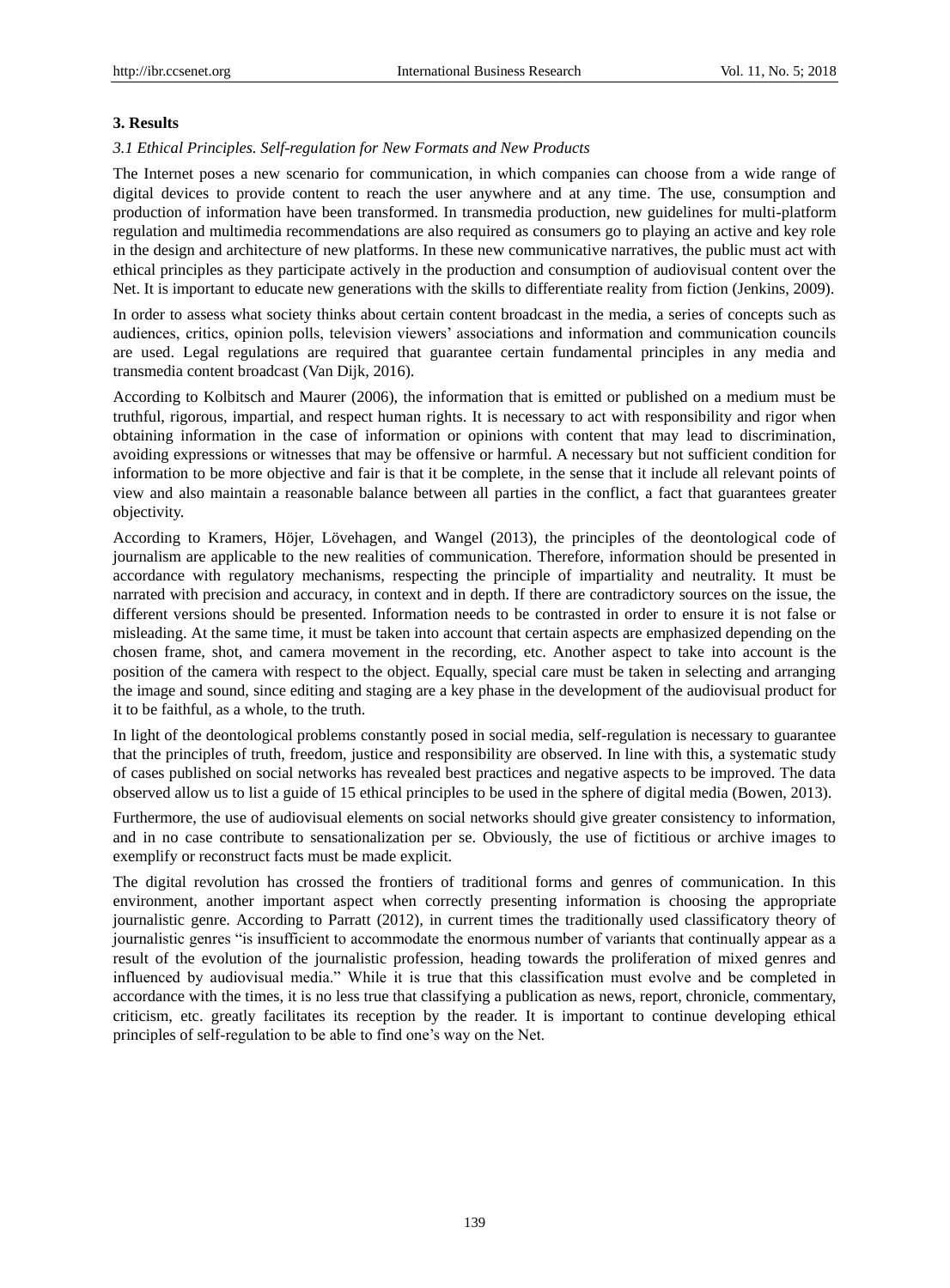## 3. Results

### *3.1 Ethical Principles. Self-regulation for New Formats and New Products*

The Internet poses a new scenario for communication, in which companies can choose from a wide range of digital devices to provide content to reach the user anywhere and at any time. The use, consumption and production of information have been transformed. In transmedia production, new guidelines for multi-platform regulation and multimedia recommendations are also required as consumers go to playing an active and key role in the design and architecture of new platforms. In these new communicative narratives, the public must act with ethical principles as they participate actively in the production and consumption of audiovisual content over the Net. It is important to educate new generations with the skills to differentiate reality from fiction (Jenkins, 2009).

In order to assess what society thinks about certain content broadcast in the media, a series of concepts such as audiences, critics, opinion polls, television viewers' associations and information and communication councils are used. Legal regulations are required that guarantee certain fundamental principles in any media and transmedia content broadcast (Van Dijk, 2016).

According to Kolbitsch and Maurer (2006), the information that is emitted or published on a medium must be truthful, rigorous, impartial, and respect human rights. It is necessary to act with responsibility and rigor when obtaining information in the case of information or opinions with content that may lead to discrimination, avoiding expressions or witnesses that may be offensive or harmful. A necessary but not sufficient condition for information to be more objective and fair is that it be complete, in the sense that it include all relevant points of view and also maintain a reasonable balance between all parties in the conflict, a fact that guarantees greater objectivity.

According to Kramers, Höjer, Lövehagen, and Wangel (2013), the principles of the deontological code of journalism are applicable to the new realities of communication. Therefore, information should be presented in accordance with regulatory mechanisms, respecting the principle of impartiality and neutrality. It must be narrated with precision and accuracy, in context and in depth. If there are contradictory sources on the issue, the different versions should be presented. Information needs to be contrasted in order to ensure it is not false or misleading. At the same time, it must be taken into account that certain aspects are emphasized depending on the chosen frame, shot, and camera movement in the recording, etc. Another aspect to take into account is the position of the camera with respect to the object. Equally, special care must be taken in selecting and arranging the image and sound, since editing and staging are a key phase in the development of the audiovisual product for it to be faithful, as a whole, to the truth.

In light of the deontological problems constantly posed in social media, self-regulation is necessary to guarantee that the principles of truth, freedom, justice and responsibility are observed. In line with this, a systematic study of cases published on social networks has revealed best practices and negative aspects to be improved. The data observed allow us to list a guide of 15 ethical principles to be used in the sphere of digital media (Bowen, 2013).

Furthermore, the use of audiovisual elements on social networks should give greater consistency to information, and in no case contribute to sensationalization per se. Obviously, the use of fictitious or archive images to exemplify or reconstruct facts must be made explicit.

The digital revolution has crossed the frontiers of traditional forms and genres of communication. In this environment, another important aspect when correctly presenting information is choosing the appropriate journalistic genre. According to Parratt (2012), in current times the traditionally used classificatory theory of journalistic genres "is insufficient to accommodate the enormous number of variants that continually appear as a result of the evolution of the journalistic profession, heading towards the proliferation of mixed genres and influenced by audiovisual media." While it is true that this classification must evolve and be completed in accordance with the times, it is no less true that classifying a publication as news, report, chronicle, commentary, criticism, etc. greatly facilitates its reception by the reader. It is important to continue developing ethical principles of self-regulation to be able to find one's way on the Net.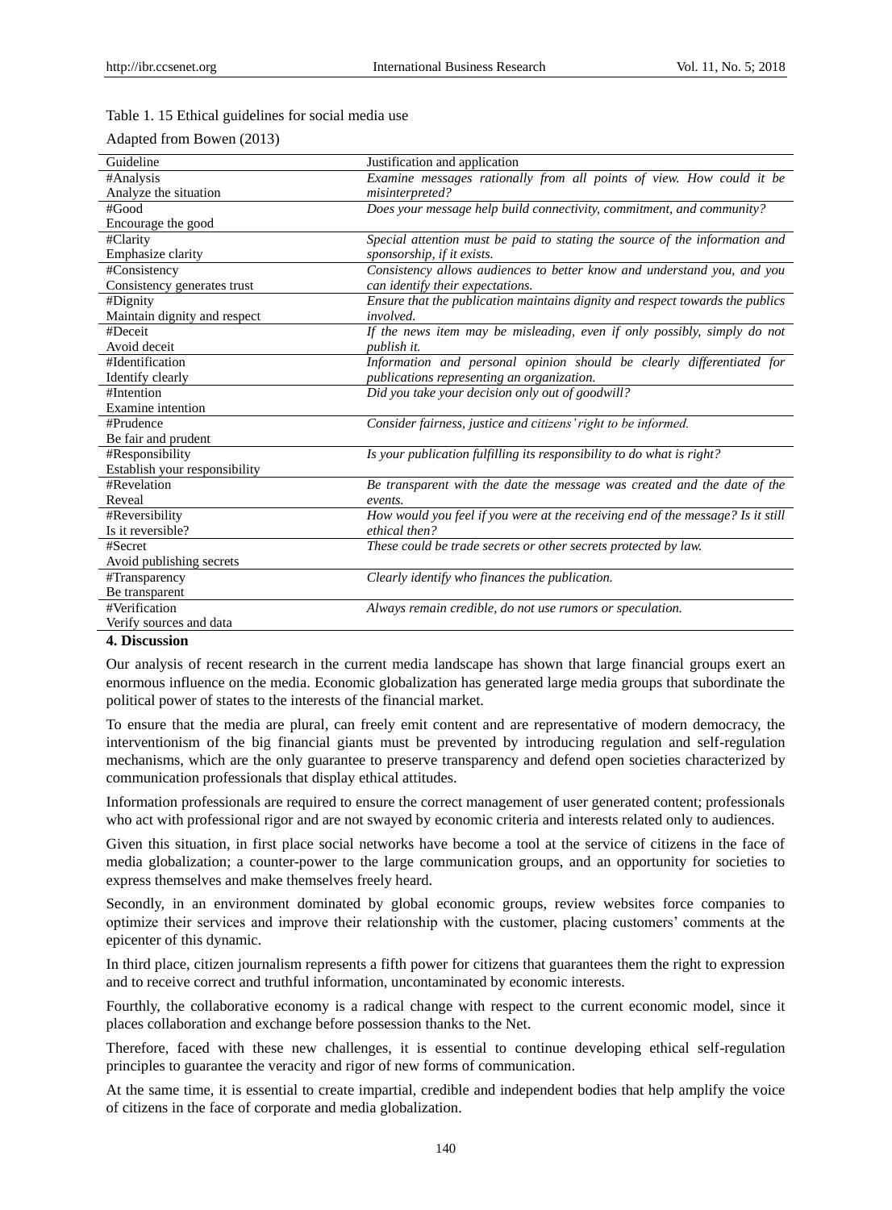Table 1. 15 Ethical guidelines for social media use

Adapted from Bowen (2013)

| Guideline | Justification and application |
|---|---|
| #Analysis<br>Analyze the situation | *Examine messages rationally from all points of view. How could it be misinterpreted?* |
| #Good<br>Encourage the good | *Does your message help build connectivity, commitment, and community?* |
| #Clarity<br>Emphasize clarity | *Special attention must be paid to stating the source of the information and sponsorship, if it exists.* |
| #Consistency<br>Consistency generates trust | *Consistency allows audiences to better know and understand you, and you can identify their expectations.* |
| #Dignity<br>Maintain dignity and respect | *Ensure that the publication maintains dignity and respect towards the publics involved.* |
| #Deceit<br>Avoid deceit | *If the news item may be misleading, even if only possibly, simply do not publish it.* |
| #Identification<br>Identify clearly | *Information and personal opinion should be clearly differentiated for publications representing an organization.* |
| #Intention<br>Examine intention | *Did you take your decision only out of goodwill?* |
| #Prudence<br>Be fair and prudent | *Consider fairness, justice and citizens' right to be informed.* |
| #Responsibility<br>Establish your responsibility | *Is your publication fulfilling its responsibility to do what is right?* |
| #Revelation<br>Reveal | *Be transparent with the date the message was created and the date of the events.* |
| #Reversibility<br>Is it reversible? | *How would you feel if you were at the receiving end of the message? Is it still ethical then?* |
| #Secret<br>Avoid publishing secrets | *These could be trade secrets or other secrets protected by law.* |
| #Transparency<br>Be transparent | *Clearly identify who finances the publication.* |
| #Verification<br>Verify sources and data | *Always remain credible, do not use rumors or speculation.* |

## 4. Discussion

Our analysis of recent research in the current media landscape has shown that large financial groups exert an enormous influence on the media. Economic globalization has generated large media groups that subordinate the political power of states to the interests of the financial market.

To ensure that the media are plural, can freely emit content and are representative of modern democracy, the interventionism of the big financial giants must be prevented by introducing regulation and self-regulation mechanisms, which are the only guarantee to preserve transparency and defend open societies characterized by communication professionals that display ethical attitudes.

Information professionals are required to ensure the correct management of user generated content; professionals who act with professional rigor and are not swayed by economic criteria and interests related only to audiences.

Given this situation, in first place social networks have become a tool at the service of citizens in the face of media globalization; a counter-power to the large communication groups, and an opportunity for societies to express themselves and make themselves freely heard.

Secondly, in an environment dominated by global economic groups, review websites force companies to optimize their services and improve their relationship with the customer, placing customers' comments at the epicenter of this dynamic.

In third place, citizen journalism represents a fifth power for citizens that guarantees them the right to expression and to receive correct and truthful information, uncontaminated by economic interests.

Fourthly, the collaborative economy is a radical change with respect to the current economic model, since it places collaboration and exchange before possession thanks to the Net.

Therefore, faced with these new challenges, it is essential to continue developing ethical self-regulation principles to guarantee the veracity and rigor of new forms of communication.

At the same time, it is essential to create impartial, credible and independent bodies that help amplify the voice of citizens in the face of corporate and media globalization.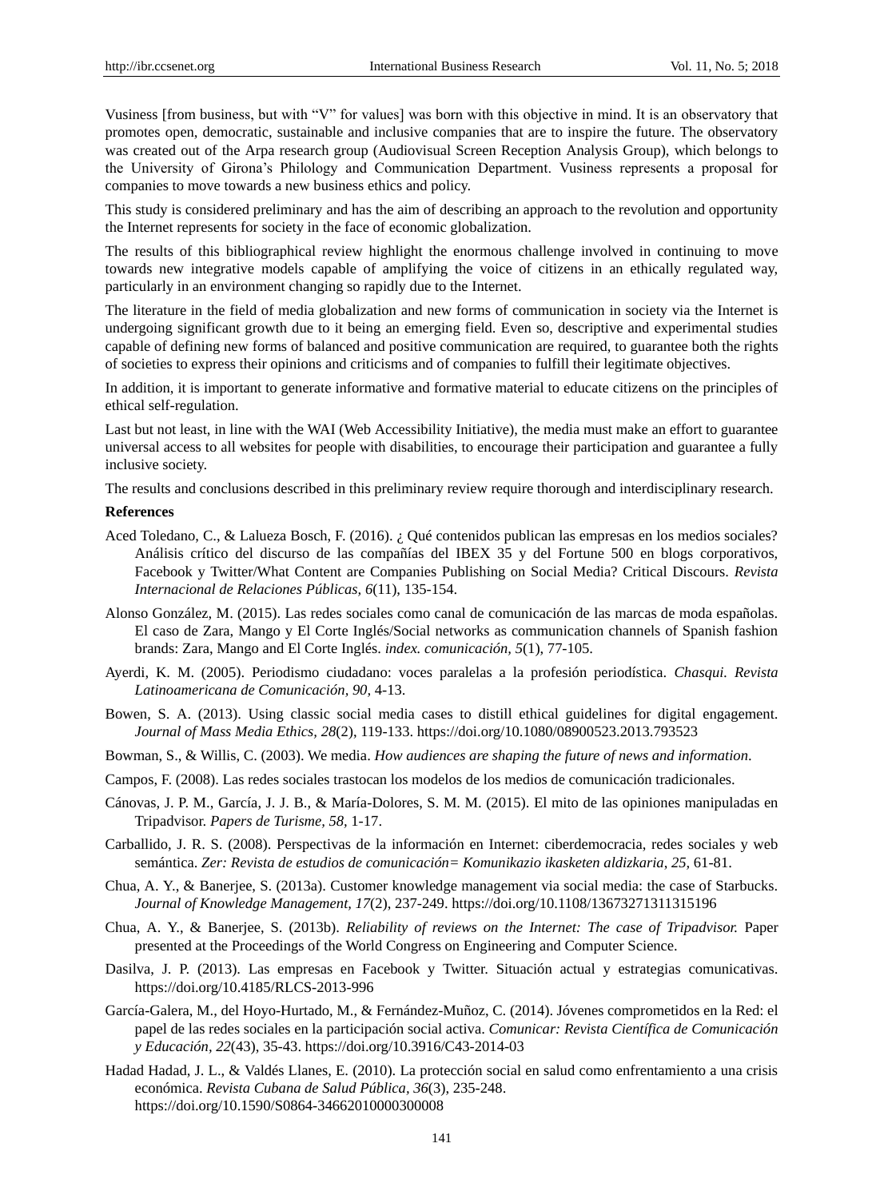Vusiness [from business, but with "V" for values] was born with this objective in mind. It is an observatory that promotes open, democratic, sustainable and inclusive companies that are to inspire the future. The observatory was created out of the Arpa research group (Audiovisual Screen Reception Analysis Group), which belongs to the University of Girona's Philology and Communication Department. Vusiness represents a proposal for companies to move towards a new business ethics and policy.

This study is considered preliminary and has the aim of describing an approach to the revolution and opportunity the Internet represents for society in the face of economic globalization.

The results of this bibliographical review highlight the enormous challenge involved in continuing to move towards new integrative models capable of amplifying the voice of citizens in an ethically regulated way, particularly in an environment changing so rapidly due to the Internet.

The literature in the field of media globalization and new forms of communication in society via the Internet is undergoing significant growth due to it being an emerging field. Even so, descriptive and experimental studies capable of defining new forms of balanced and positive communication are required, to guarantee both the rights of societies to express their opinions and criticisms and of companies to fulfill their legitimate objectives.

In addition, it is important to generate informative and formative material to educate citizens on the principles of ethical self-regulation.

Last but not least, in line with the WAI (Web Accessibility Initiative), the media must make an effort to guarantee universal access to all websites for people with disabilities, to encourage their participation and guarantee a fully inclusive society.

The results and conclusions described in this preliminary review require thorough and interdisciplinary research.

**References**

Aced Toledano, C., & Lalueza Bosch, F. (2016). ¿ Qué contenidos publican las empresas en los medios sociales? Análisis crítico del discurso de las compañías del IBEX 35 y del Fortune 500 en blogs corporativos, Facebook y Twitter/What Content are Companies Publishing on Social Media? Critical Discours. *Revista Internacional de Relaciones Públicas, 6*(11), 135-154.

Alonso González, M. (2015). Las redes sociales como canal de comunicación de las marcas de moda españolas. El caso de Zara, Mango y El Corte Inglés/Social networks as communication channels of Spanish fashion brands: Zara, Mango and El Corte Inglés. *index. comunicación, 5*(1), 77-105.

Ayerdi, K. M. (2005). Periodismo ciudadano: voces paralelas a la profesión periodística. *Chasqui. Revista Latinoamericana de Comunicación, 90*, 4-13.

Bowen, S. A. (2013). Using classic social media cases to distill ethical guidelines for digital engagement. *Journal of Mass Media Ethics, 28*(2), 119-133. https://doi.org/10.1080/08900523.2013.793523

Bowman, S., & Willis, C. (2003). We media. *How audiences are shaping the future of news and information*.

Campos, F. (2008). Las redes sociales trastocan los modelos de los medios de comunicación tradicionales.

Cánovas, J. P. M., García, J. J. B., & María-Dolores, S. M. M. (2015). El mito de las opiniones manipuladas en Tripadvisor. *Papers de Turisme, 58*, 1-17.

Carballido, J. R. S. (2008). Perspectivas de la información en Internet: ciberdemocracia, redes sociales y web semántica. *Zer: Revista de estudios de comunicación= Komunikazio ikasketen aldizkaria, 25,* 61-81.

Chua, A. Y., & Banerjee, S. (2013a). Customer knowledge management via social media: the case of Starbucks. *Journal of Knowledge Management, 17*(2), 237-249. https://doi.org/10.1108/13673271311315196

Chua, A. Y., & Banerjee, S. (2013b). *Reliability of reviews on the Internet: The case of Tripadvisor.* Paper presented at the Proceedings of the World Congress on Engineering and Computer Science.

Dasilva, J. P. (2013). Las empresas en Facebook y Twitter. Situación actual y estrategias comunicativas. https://doi.org/10.4185/RLCS-2013-996

García-Galera, M., del Hoyo-Hurtado, M., & Fernández-Muñoz, C. (2014). Jóvenes comprometidos en la Red: el papel de las redes sociales en la participación social activa. *Comunicar: Revista Científica de Comunicación y Educación, 22*(43), 35-43. https://doi.org/10.3916/C43-2014-03

Hadad Hadad, J. L., & Valdés Llanes, E. (2010). La protección social en salud como enfrentamiento a una crisis económica. *Revista Cubana de Salud Pública, 36*(3), 235-248. https://doi.org/10.1590/S0864-34662010000300008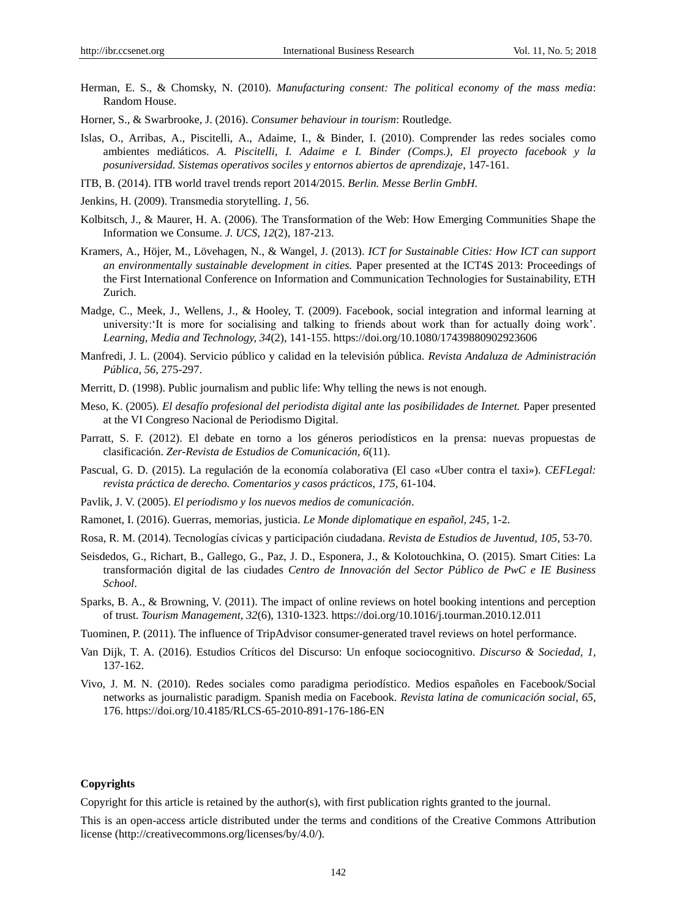Herman, E. S., & Chomsky, N. (2010). *Manufacturing consent: The political economy of the mass media*: Random House.

Horner, S., & Swarbrooke, J. (2016). *Consumer behaviour in tourism*: Routledge.

Islas, O., Arribas, A., Piscitelli, A., Adaime, I., & Binder, I. (2010). Comprender las redes sociales como ambientes mediáticos. *A. Piscitelli, I. Adaime e I. Binder (Comps.), El proyecto facebook y la posuniversidad. Sistemas operativos sociles y entornos abiertos de aprendizaje*, 147-161.

ITB, B. (2014). ITB world travel trends report 2014/2015. *Berlin. Messe Berlin GmbH*.

Jenkins, H. (2009). Transmedia storytelling. *1*, 56.

Kolbitsch, J., & Maurer, H. A. (2006). The Transformation of the Web: How Emerging Communities Shape the Information we Consume. *J. UCS, 12*(2), 187-213.

Kramers, A., Höjer, M., Lövehagen, N., & Wangel, J. (2013). *ICT for Sustainable Cities: How ICT can support an environmentally sustainable development in cities.* Paper presented at the ICT4S 2013: Proceedings of the First International Conference on Information and Communication Technologies for Sustainability, ETH Zurich.

Madge, C., Meek, J., Wellens, J., & Hooley, T. (2009). Facebook, social integration and informal learning at university:'It is more for socialising and talking to friends about work than for actually doing work'. *Learning, Media and Technology, 34*(2), 141-155. https://doi.org/10.1080/17439880902923606

Manfredi, J. L. (2004). Servicio público y calidad en la televisión pública. *Revista Andaluza de Administración Pública, 56*, 275-297.

Merritt, D. (1998). Public journalism and public life: Why telling the news is not enough.

Meso, K. (2005). *El desafío profesional del periodista digital ante las posibilidades de Internet.* Paper presented at the VI Congreso Nacional de Periodismo Digital.

Parratt, S. F. (2012). El debate en torno a los géneros periodísticos en la prensa: nuevas propuestas de clasificación. *Zer-Revista de Estudios de Comunicación, 6*(11).

Pascual, G. D. (2015). La regulación de la economía colaborativa (El caso «Uber contra el taxi»). *CEFLegal: revista práctica de derecho. Comentarios y casos prácticos, 175*, 61-104.

Pavlik, J. V. (2005). *El periodismo y los nuevos medios de comunicación*.

Ramonet, I. (2016). Guerras, memorias, justicia. *Le Monde diplomatique en español, 245*, 1-2.

Rosa, R. M. (2014). Tecnologías cívicas y participación ciudadana. *Revista de Estudios de Juventud, 105*, 53-70.

Seisdedos, G., Richart, B., Gallego, G., Paz, J. D., Esponera, J., & Kolotouchkina, O. (2015). Smart Cities: La transformación digital de las ciudades *Centro de Innovación del Sector Público de PwC e IE Business School*.

Sparks, B. A., & Browning, V. (2011). The impact of online reviews on hotel booking intentions and perception of trust. *Tourism Management, 32*(6), 1310-1323. https://doi.org/10.1016/j.tourman.2010.12.011

Tuominen, P. (2011). The influence of TripAdvisor consumer-generated travel reviews on hotel performance.

Van Dijk, T. A. (2016). Estudios Críticos del Discurso: Un enfoque sociocognitivo. *Discurso & Sociedad, 1*, 137-162.

Vivo, J. M. N. (2010). Redes sociales como paradigma periodístico. Medios españoles en Facebook/Social networks as journalistic paradigm. Spanish media on Facebook. *Revista latina de comunicación social, 65*, 176. https://doi.org/10.4185/RLCS-65-2010-891-176-186-EN

**Copyrights**

Copyright for this article is retained by the author(s), with first publication rights granted to the journal.

This is an open-access article distributed under the terms and conditions of the Creative Commons Attribution license (http://creativecommons.org/licenses/by/4.0/).